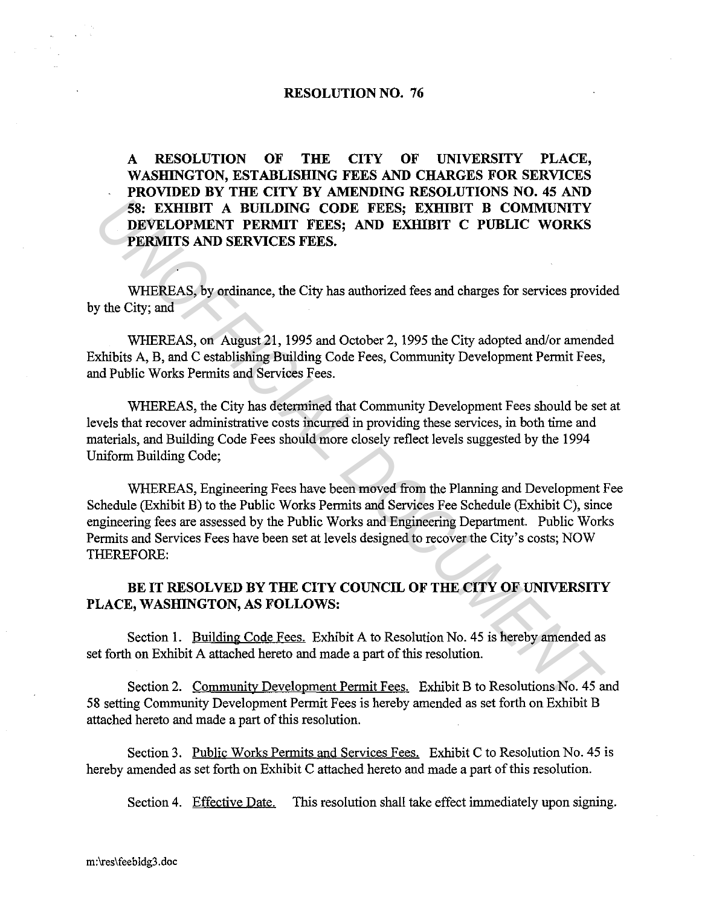# RESOLUTION NO. 76

**A RESOLUTION OF THE CITY OF UNIVERSITY PLACE, WASHINGTON, ESTABLISHING FEES AND CHARGES FOR SERVICES PROVIDED BY THE CITY BY AMENDING RESOLUTIONS NO. 45 AND 58: EXHIBIT A BUILDING CODE FEES; EXHIBIT B COMMUNITY DEVELOPMENT PERMIT FEES; AND EXHIBIT C PUBLIC WORKS PERMITS AND SERVICES FEES.**

WHEREAS, by ordinance, the City has authorized fees and charges for services provided by the City; and

WHEREAS, on August 21, 1995 and October 2, 1995 the City adopted and/or amended Exhibits A, B, and C establishing Building Code Fees, Community Development Permit Fees, and Public Works Permits and Services Fees.

WHEREAS, the City has determined that Community Development Fees should be set at levels that recover administrative costs incurred in providing these services, in both time and materials, and Building Code Fees should more closely reflect levels suggested by the 1994 Uniform Building Code;

WHEREAS, Engineering Fees have been moved from the Planning and Development Fee Schedule (Exhibit B) to the Public Works Permits and Services Fee Schedule (Exhibit C), since engineering fees are assessed by the Public Works and Engineering Department. Public Works Permits and Services Fees have been set at levels designed to recover the City's costs; NOW THEREFORE:

**BE IT RESOLVED BY THE CITY COUNCIL OF THE CITY OF UNIVERSITY PLACE, WASHINGTON, AS FOLLOWS:**

Section 1. Building Code Fees. Exhibit A to Resolution No. 45 is hereby amended as set forth on Exhibit A attached hereto and made a part of this resolution.

Section 2. Community Development Permit Fees. Exhibit B to Resolutions No. 45 and 58 setting Community Development Permit Fees is hereby amended as set forth on Exhibit B attached hereto and made a part of this resolution.

Section 3. Public Works Permits and Services Fees. Exhibit C to Resolution No. 45 is hereby amended as set forth on Exhibit C attached hereto and made a part of this resolution.

Section 4. Effective Date. This resolution shall take effect immediately upon signing.

m:\res\feebldg3.doc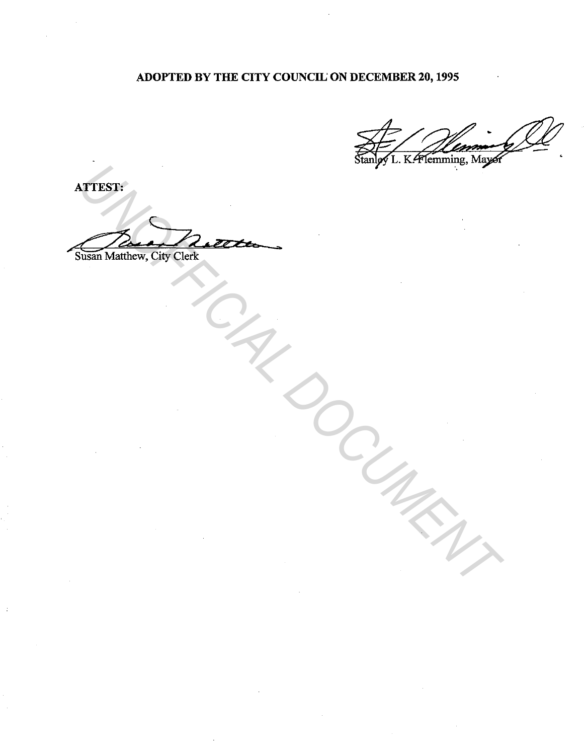**ADOPTED BY THE CITY COUNCIL ON DECEMBER 20, 1995**

Stanley L. K. Flemming, Mayor

**ATTEST:**

Susan Matthew, City Clerk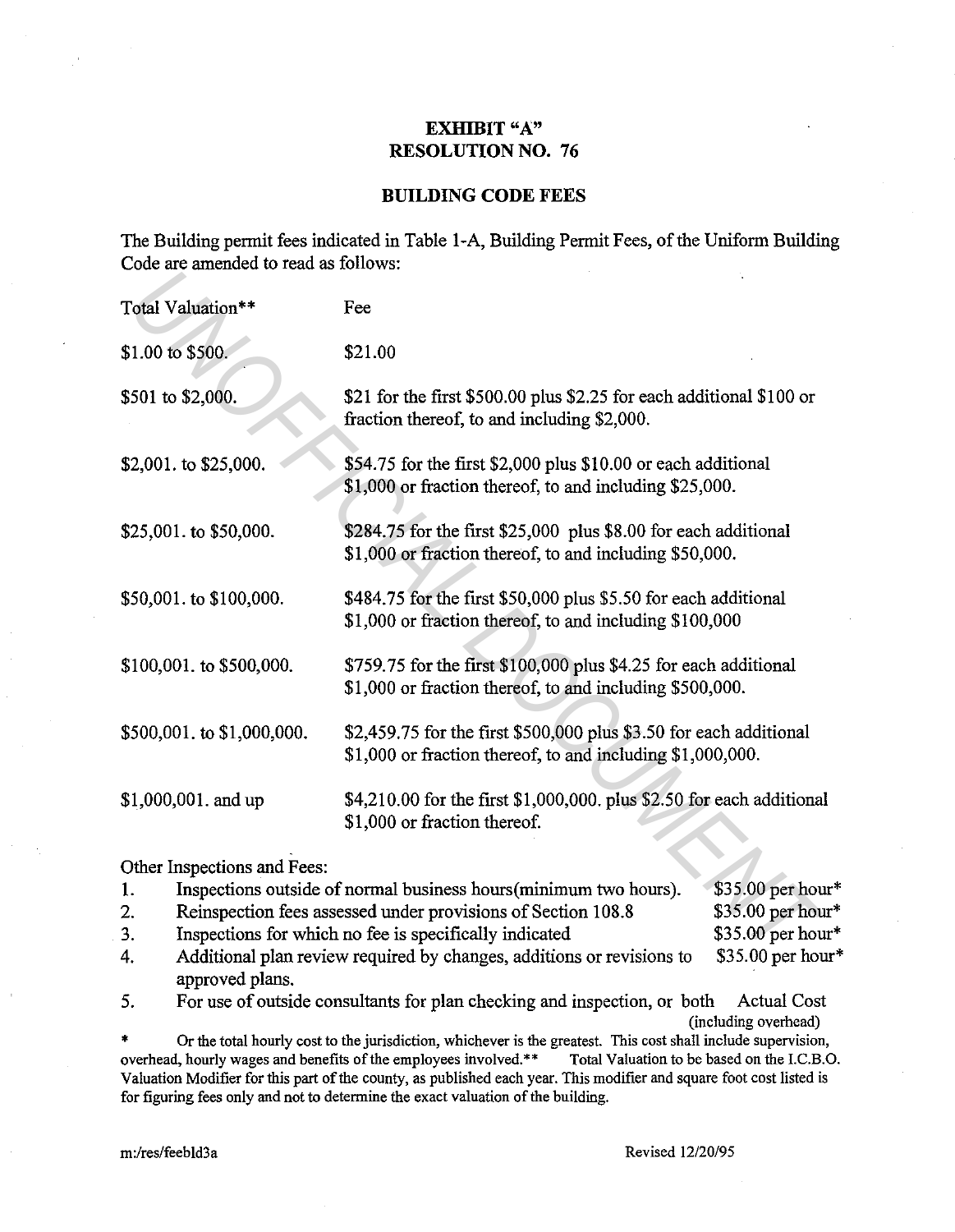**EXHIBIT "A"**
**RESOLUTION NO. 76**

**BUILDING CODE FEES**

The Building permit fees indicated in Table 1-A, Building Permit Fees, of the Uniform Building Code are amended to read as follows:

| Total Valuation** | Fee |
|---|---|
| $1.00 to $500. | $21.00 |
| $501 to $2,000. | $21 for the first $500.00 plus $2.25 for each additional $100 or fraction thereof, to and including $2,000. |
| $2,001. to $25,000. | $54.75 for the first $2,000 plus $10.00 or each additional $1,000 or fraction thereof, to and including $25,000. |
| $25,001. to $50,000. | $284.75 for the first $25,000 plus $8.00 for each additional $1,000 or fraction thereof, to and including $50,000. |
| $50,001. to $100,000. | $484.75 for the first $50,000 plus $5.50 for each additional $1,000 or fraction thereof, to and including $100,000 |
| $100,001. to $500,000. | $759.75 for the first $100,000 plus $4.25 for each additional $1,000 or fraction thereof, to and including $500,000. |
| $500,001. to $1,000,000. | $2,459.75 for the first $500,000 plus $3.50 for each additional $1,000 or fraction thereof, to and including $1,000,000. |
| $1,000,001. and up | $4,210.00 for the first $1,000,000. plus $2.50 for each additional $1,000 or fraction thereof. |

Other Inspections and Fees:

1. Inspections outside of normal business hours(minimum two hours). — $35.00 per hour*
2. Reinspection fees assessed under provisions of Section 108.8 — $35.00 per hour*
3. Inspections for which no fee is specifically indicated — $35.00 per hour*
4. Additional plan review required by changes, additions or revisions to approved plans. — $35.00 per hour*
5. For use of outside consultants for plan checking and inspection, or both — Actual Cost (including overhead)

\* Or the total hourly cost to the jurisdiction, whichever is the greatest. This cost shall include supervision, overhead, hourly wages and benefits of the employees involved.** Total Valuation to be based on the I.C.B.O. Valuation Modifier for this part of the county, as published each year. This modifier and square foot cost listed is for figuring fees only and not to determine the exact valuation of the building.

m:/res/feebld3a — Revised 12/20/95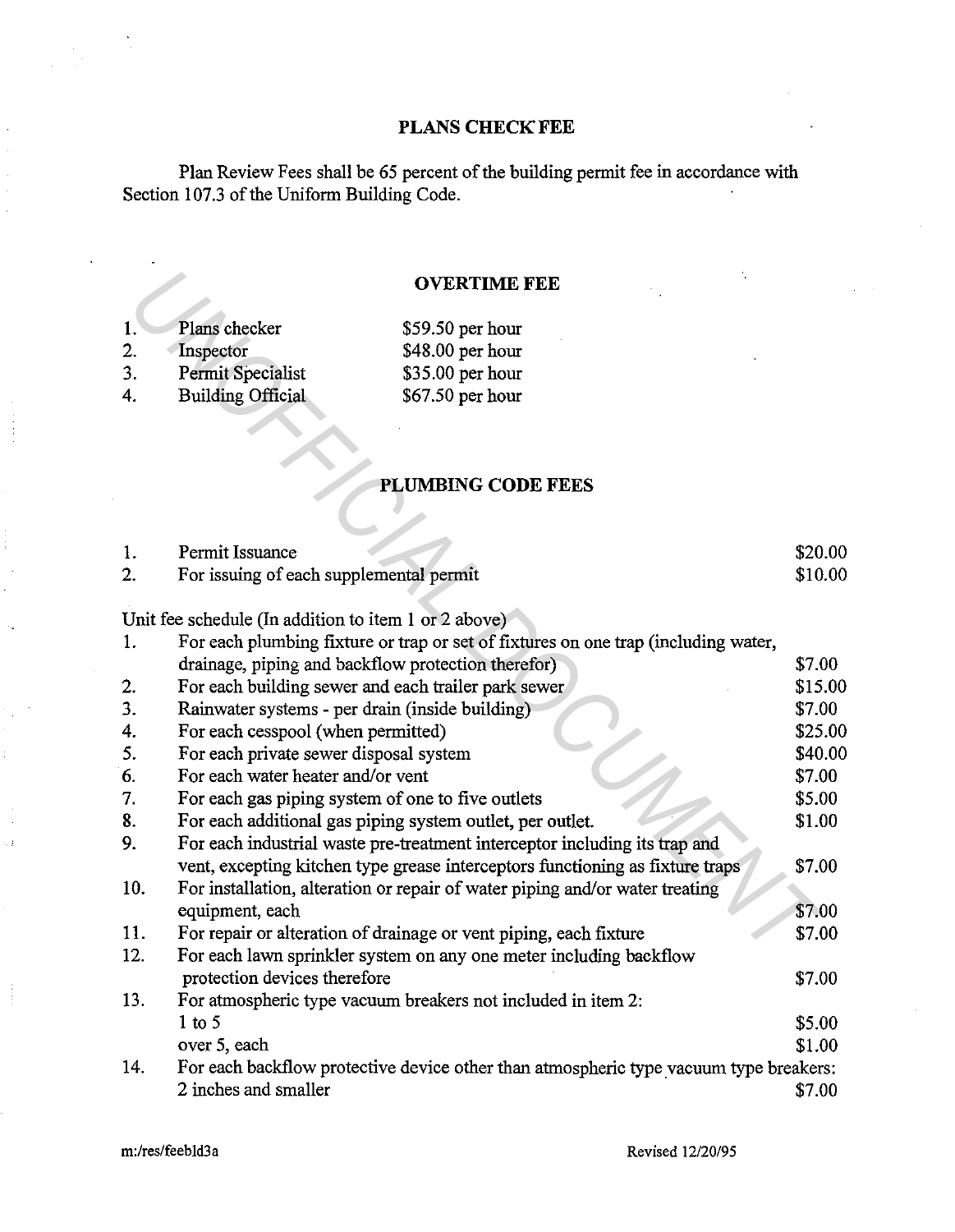## PLANS CHECK FEE

Plan Review Fees shall be 65 percent of the building permit fee in accordance with Section 107.3 of the Uniform Building Code.

## OVERTIME FEE

| | | |
|---|---|---|
| 1. | Plans checker | $59.50 per hour |
| 2. | Inspector | $48.00 per hour |
| 3. | Permit Specialist | $35.00 per hour |
| 4. | Building Official | $67.50 per hour |

## PLUMBING CODE FEES

| | | |
|---|---|---|
| 1. | Permit Issuance | $20.00 |
| 2. | For issuing of each supplemental permit | $10.00 |

Unit fee schedule (In addition to item 1 or 2 above)

| | | |
|---|---|---|
| 1. | For each plumbing fixture or trap or set of fixtures on one trap (including water, drainage, piping and backflow protection therefor) | $7.00 |
| 2. | For each building sewer and each trailer park sewer | $15.00 |
| 3. | Rainwater systems - per drain (inside building) | $7.00 |
| 4. | For each cesspool (when permitted) | $25.00 |
| 5. | For each private sewer disposal system | $40.00 |
| 6. | For each water heater and/or vent | $7.00 |
| 7. | For each gas piping system of one to five outlets | $5.00 |
| 8. | For each additional gas piping system outlet, per outlet. | $1.00 |
| 9. | For each industrial waste pre-treatment interceptor including its trap and vent, excepting kitchen type grease interceptors functioning as fixture traps | $7.00 |
| 10. | For installation, alteration or repair of water piping and/or water treating equipment, each | $7.00 |
| 11. | For repair or alteration of drainage or vent piping, each fixture | $7.00 |
| 12. | For each lawn sprinkler system on any one meter including backflow protection devices therefore | $7.00 |
| 13. | For atmospheric type vacuum breakers not included in item 2: | |
| | 1 to 5 | $5.00 |
| | over 5, each | $1.00 |
| 14. | For each backflow protective device other than atmospheric type vacuum type breakers: | |
| | 2 inches and smaller | $7.00 |

m:/res/feebld3a Revised 12/20/95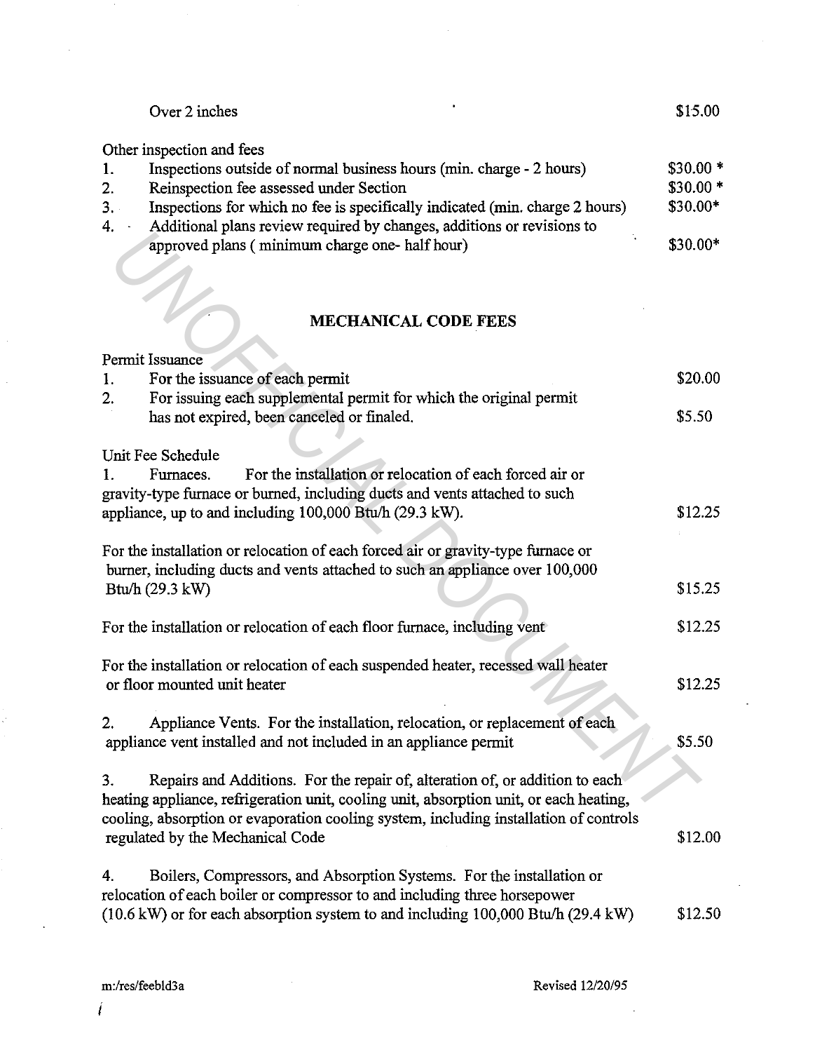| | |
|---|---|
| Over 2 inches | $15.00 |

Other inspection and fees

| | | |
|---|---|---|
| 1. | Inspections outside of normal business hours (min. charge - 2 hours) | $30.00 * |
| 2. | Reinspection fee assessed under Section | $30.00 * |
| 3. | Inspections for which no fee is specifically indicated (min. charge 2 hours) | $30.00* |
| 4. | Additional plans review required by changes, additions or revisions to approved plans ( minimum charge one- half hour) | $30.00* |

## MECHANICAL CODE FEES

Permit Issuance

| | | |
|---|---|---|
| 1. | For the issuance of each permit | $20.00 |
| 2. | For issuing each supplemental permit for which the original permit has not expired, been canceled or finaled. | $5.50 |

Unit Fee Schedule

| | |
|---|---|
| 1. Furnaces. For the installation or relocation of each forced air or gravity-type furnace or burned, including ducts and vents attached to such appliance, up to and including 100,000 Btu/h (29.3 kW). | $12.25 |
| For the installation or relocation of each forced air or gravity-type furnace or burner, including ducts and vents attached to such an appliance over 100,000 Btu/h (29.3 kW) | $15.25 |
| For the installation or relocation of each floor furnace, including vent | $12.25 |
| For the installation or relocation of each suspended heater, recessed wall heater or floor mounted unit heater | $12.25 |
| 2. Appliance Vents. For the installation, relocation, or replacement of each appliance vent installed and not included in an appliance permit | $5.50 |
| 3. Repairs and Additions. For the repair of, alteration of, or addition to each heating appliance, refrigeration unit, cooling unit, absorption unit, or each heating, cooling, absorption or evaporation cooling system, including installation of controls regulated by the Mechanical Code | $12.00 |
| 4. Boilers, Compressors, and Absorption Systems. For the installation or relocation of each boiler or compressor to and including three horsepower (10.6 kW) or for each absorption system to and including 100,000 Btu/h (29.4 kW) | $12.50 |

m:/res/feebld3a Revised 12/20/95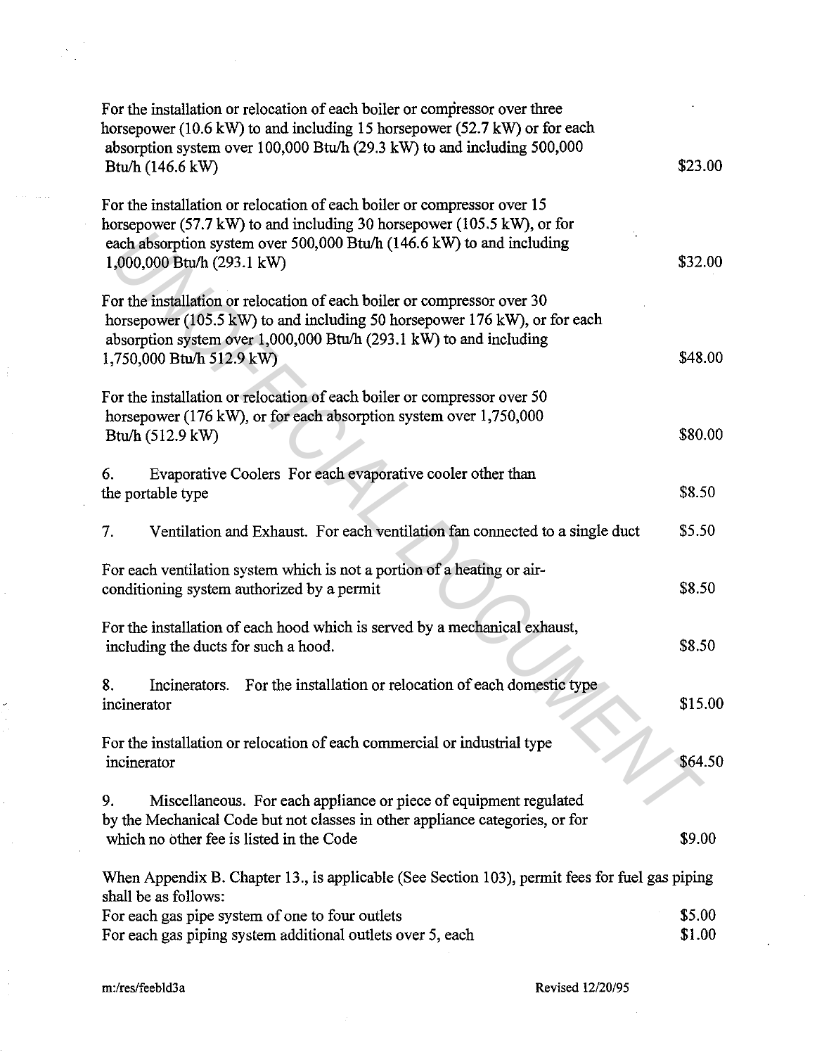| | |
|---|---|
| For the installation or relocation of each boiler or compressor over three horsepower (10.6 kW) to and including 15 horsepower (52.7 kW) or for each absorption system over 100,000 Btu/h (29.3 kW) to and including 500,000 Btu/h (146.6 kW) | \$23.00 |
| For the installation or relocation of each boiler or compressor over 15 horsepower (57.7 kW) to and including 30 horsepower (105.5 kW), or for each absorption system over 500,000 Btu/h (146.6 kW) to and including 1,000,000 Btu/h (293.1 kW) | \$32.00 |
| For the installation or relocation of each boiler or compressor over 30 horsepower (105.5 kW) to and including 50 horsepower 176 kW), or for each absorption system over 1,000,000 Btu/h (293.1 kW) to and including 1,750,000 Btu/h 512.9 kW) | \$48.00 |
| For the installation or relocation of each boiler or compressor over 50 horsepower (176 kW), or for each absorption system over 1,750,000 Btu/h (512.9 kW) | \$80.00 |
| 6. Evaporative Coolers For each evaporative cooler other than the portable type | \$8.50 |
| 7. Ventilation and Exhaust. For each ventilation fan connected to a single duct | \$5.50 |
| For each ventilation system which is not a portion of a heating or air-conditioning system authorized by a permit | \$8.50 |
| For the installation of each hood which is served by a mechanical exhaust, including the ducts for such a hood. | \$8.50 |
| 8. Incinerators. For the installation or relocation of each domestic type incinerator | \$15.00 |
| For the installation or relocation of each commercial or industrial type incinerator | \$64.50 |
| 9. Miscellaneous. For each appliance or piece of equipment regulated by the Mechanical Code but not classes in other appliance categories, or for which no other fee is listed in the Code | \$9.00 |

When Appendix B. Chapter 13., is applicable (See Section 103), permit fees for fuel gas piping shall be as follows:

| | |
|---|---|
| For each gas pipe system of one to four outlets | \$5.00 |
| For each gas piping system additional outlets over 5, each | \$1.00 |

m:/res/feebld3a Revised 12/20/95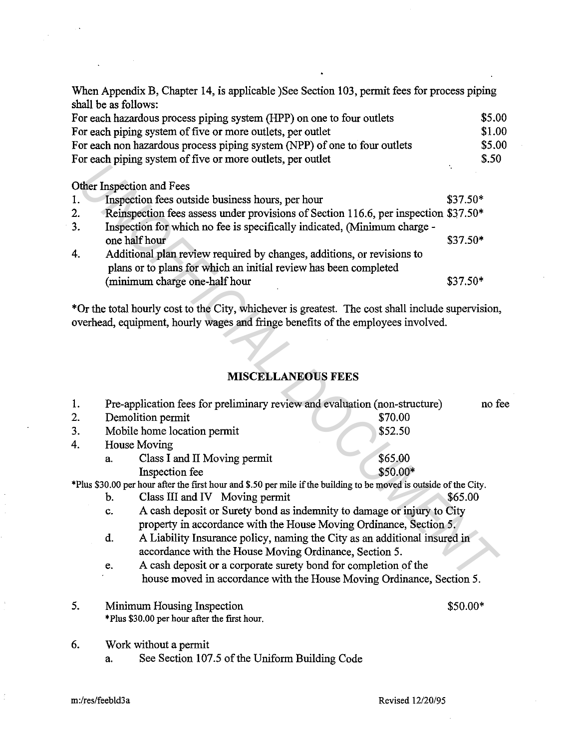When Appendix B, Chapter 14, is applicable )See Section 103, permit fees for process piping shall be as follows:

| | |
|---|---|
| For each hazardous process piping system (HPP) on one to four outlets | $5.00 |
| For each piping system of five or more outlets, per outlet | $1.00 |
| For each non hazardous process piping system (NPP) of one to four outlets | $5.00 |
| For each piping system of five or more outlets, per outlet | $.50 |

Other Inspection and Fees

1. Inspection fees outside business hours, per hour $37.50*
2. Reinspection fees assess under provisions of Section 116.6, per inspection $37.50*
3. Inspection for which no fee is specifically indicated, (Minimum charge - one half hour $37.50*
4. Additional plan review required by changes, additions, or revisions to plans or to plans for which an initial review has been completed (minimum charge one-half hour $37.50*

*Or the total hourly cost to the City, whichever is greatest. The cost shall include supervision, overhead, equipment, hourly wages and fringe benefits of the employees involved.

## MISCELLANEOUS FEES

1. Pre-application fees for preliminary review and evaluation (non-structure) no fee
2. Demolition permit $70.00
3. Mobile home location permit $52.50
4. House Moving
   a. Class I and II Moving permit $65.00
      Inspection fee $50.00*

*Plus $30.00 per hour after the first hour and $.50 per mile if the building to be moved is outside of the City.

   b. Class III and IV Moving permit $65.00
   c. A cash deposit or Surety bond as indemnity to damage or injury to City property in accordance with the House Moving Ordinance, Section 5.
   d. A Liability Insurance policy, naming the City as an additional insured in accordance with the House Moving Ordinance, Section 5.
   e. A cash deposit or a corporate surety bond for completion of the house moved in accordance with the House Moving Ordinance, Section 5.

5. Minimum Housing Inspection $50.00*
   *Plus $30.00 per hour after the first hour.

6. Work without a permit
   a. See Section 107.5 of the Uniform Building Code

m:/res/feebld3a Revised 12/20/95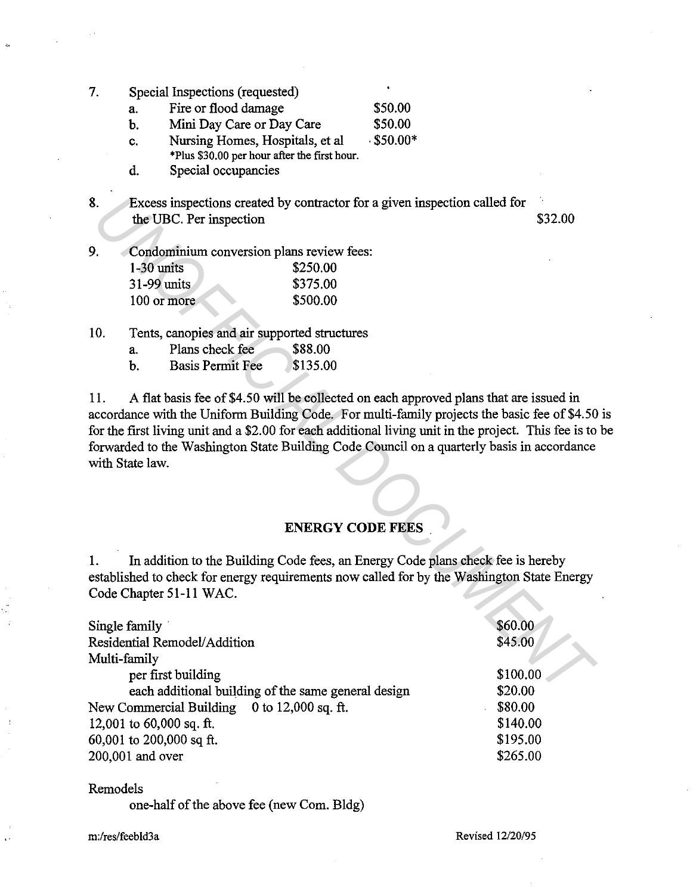7. Special Inspections (requested)
   a. Fire or flood damage — $50.00
   b. Mini Day Care or Day Care — $50.00
   c. Nursing Homes, Hospitals, et al — $50.00*
      *Plus $30.00 per hour after the first hour.
   d. Special occupancies

8. Excess inspections created by contractor for a given inspection called for the UBC. Per inspection — $32.00

9. Condominium conversion plans review fees:

| | |
|---|---|
| 1-30 units | $250.00 |
| 31-99 units | $375.00 |
| 100 or more | $500.00 |

10. Tents, canopies and air supported structures
    a. Plans check fee — $88.00
    b. Basis Permit Fee — $135.00

11. A flat basis fee of $4.50 will be collected on each approved plans that are issued in accordance with the Uniform Building Code. For multi-family projects the basic fee of $4.50 is for the first living unit and a $2.00 for each additional living unit in the project. This fee is to be forwarded to the Washington State Building Code Council on a quarterly basis in accordance with State law.

## ENERGY CODE FEES

1. In addition to the Building Code fees, an Energy Code plans check fee is hereby established to check for energy requirements now called for by the Washington State Energy Code Chapter 51-11 WAC.

| | |
|---|---|
| Single family | $60.00 |
| Residential Remodel/Addition | $45.00 |
| Multi-family | |
| per first building | $100.00 |
| each additional building of the same general design | $20.00 |
| New Commercial Building 0 to 12,000 sq. ft. | $80.00 |
| 12,001 to 60,000 sq. ft. | $140.00 |
| 60,001 to 200,000 sq ft. | $195.00 |
| 200,001 and over | $265.00 |

Remodels

one-half of the above fee (new Com. Bldg)

m:/res/feebld3a — Revised 12/20/95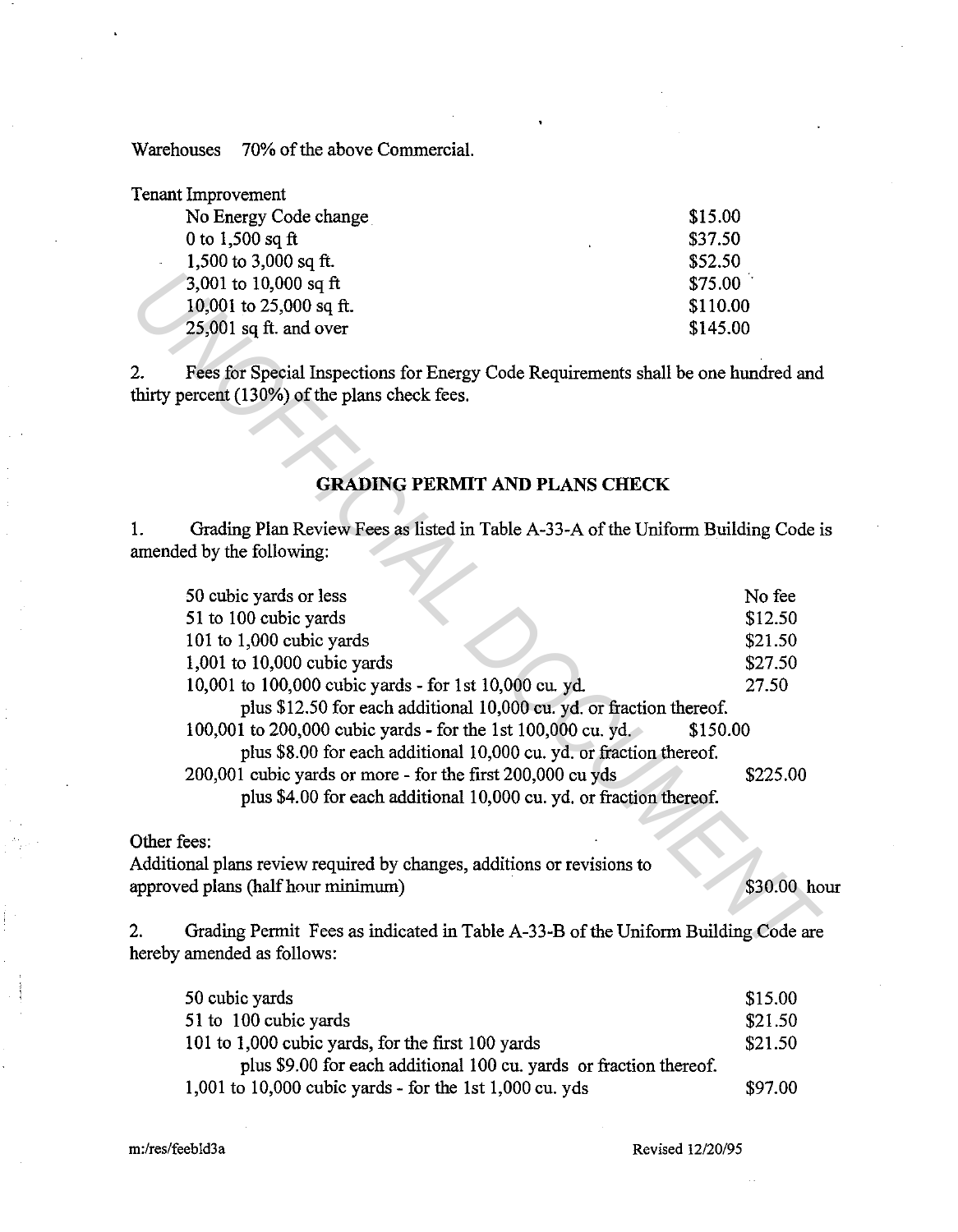Warehouses 70% of the above Commercial.

Tenant Improvement

| | |
|---|---|
| No Energy Code change | $15.00 |
| 0 to 1,500 sq ft | $37.50 |
| 1,500 to 3,000 sq ft. | $52.50 |
| 3,001 to 10,000 sq ft | $75.00 |
| 10,001 to 25,000 sq ft. | $110.00 |
| 25,001 sq ft. and over | $145.00 |

2. Fees for Special Inspections for Energy Code Requirements shall be one hundred and thirty percent (130%) of the plans check fees.

## GRADING PERMIT AND PLANS CHECK

1. Grading Plan Review Fees as listed in Table A-33-A of the Uniform Building Code is amended by the following:

| | |
|---|---|
| 50 cubic yards or less | No fee |
| 51 to 100 cubic yards | $12.50 |
| 101 to 1,000 cubic yards | $21.50 |
| 1,001 to 10,000 cubic yards | $27.50 |
| 10,001 to 100,000 cubic yards - for 1st 10,000 cu. yd. plus $12.50 for each additional 10,000 cu. yd. or fraction thereof. | 27.50 |
| 100,001 to 200,000 cubic yards - for the 1st 100,000 cu. yd. plus $8.00 for each additional 10,000 cu. yd. or fraction thereof. | $150.00 |
| 200,001 cubic yards or more - for the first 200,000 cu yds plus $4.00 for each additional 10,000 cu. yd. or fraction thereof. | $225.00 |

Other fees:

Additional plans review required by changes, additions or revisions to approved plans (half hour minimum) $30.00 hour

2. Grading Permit Fees as indicated in Table A-33-B of the Uniform Building Code are hereby amended as follows:

| | |
|---|---|
| 50 cubic yards | $15.00 |
| 51 to 100 cubic yards | $21.50 |
| 101 to 1,000 cubic yards, for the first 100 yards plus $9.00 for each additional 100 cu. yards or fraction thereof. | $21.50 |
| 1,001 to 10,000 cubic yards - for the 1st 1,000 cu. yds | $97.00 |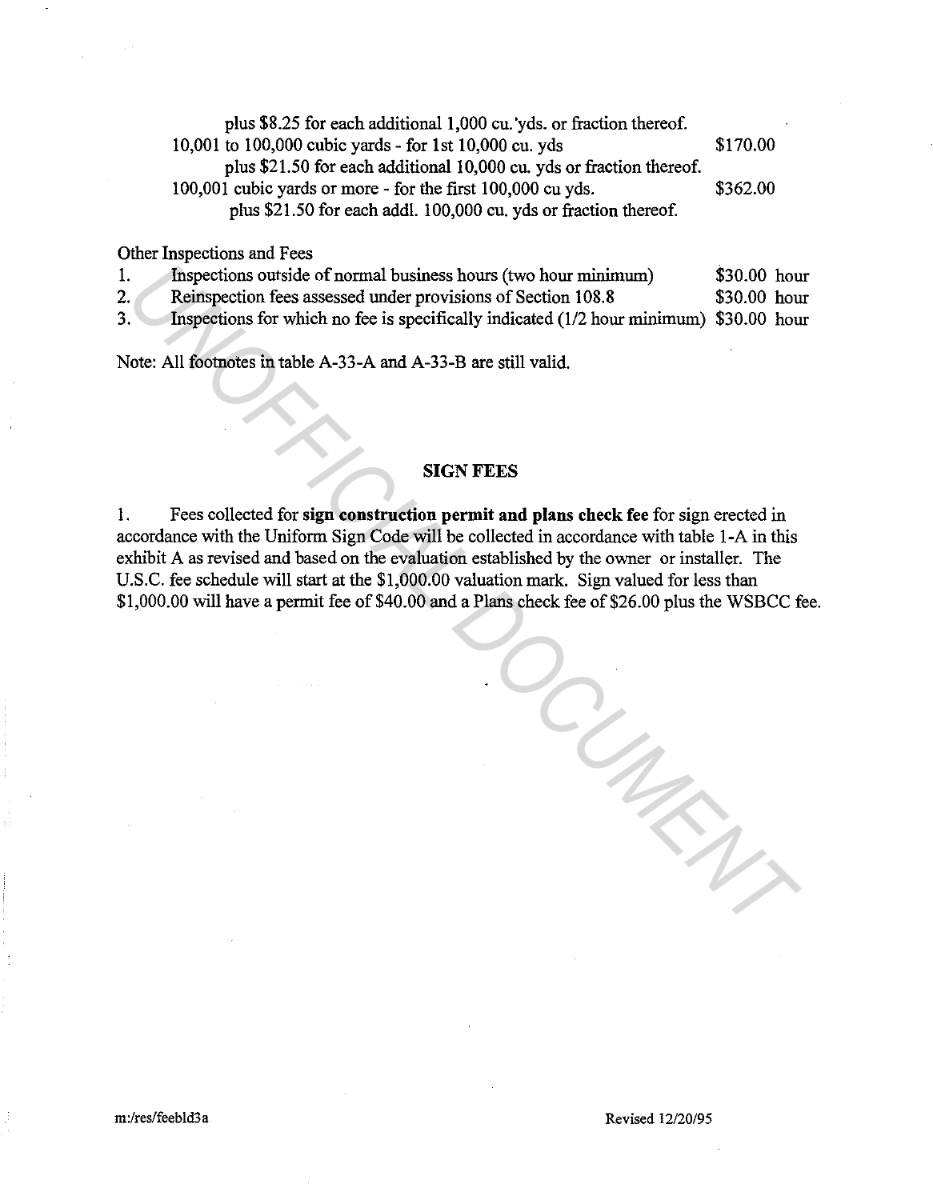plus $8.25 for each additional 1,000 cu. 'yds. or fraction thereof.

| | |
|---|---|
| 10,001 to 100,000 cubic yards - for 1st 10,000 cu. yds<br>plus $21.50 for each additional 10,000 cu. yds or fraction thereof. | $170.00 |
| 100,001 cubic yards or more - for the first 100,000 cu yds.<br>plus $21.50 for each addl. 100,000 cu. yds or fraction thereof. | $362.00 |

Other Inspections and Fees

| | | |
|---|---|---|
| 1. | Inspections outside of normal business hours (two hour minimum) | $30.00 hour |
| 2. | Reinspection fees assessed under provisions of Section 108.8 | $30.00 hour |
| 3. | Inspections for which no fee is specifically indicated (1/2 hour minimum) | $30.00 hour |

Note: All footnotes in table A-33-A and A-33-B are still valid.

## SIGN FEES

1. Fees collected for **sign construction permit and plans check fee** for sign erected in accordance with the Uniform Sign Code will be collected in accordance with table 1-A in this exhibit A as revised and based on the evaluation established by the owner or installer. The U.S.C. fee schedule will start at the $1,000.00 valuation mark. Sign valued for less than $1,000.00 will have a permit fee of $40.00 and a Plans check fee of $26.00 plus the WSBCC fee.

m:/res/feebld3a Revised 12/20/95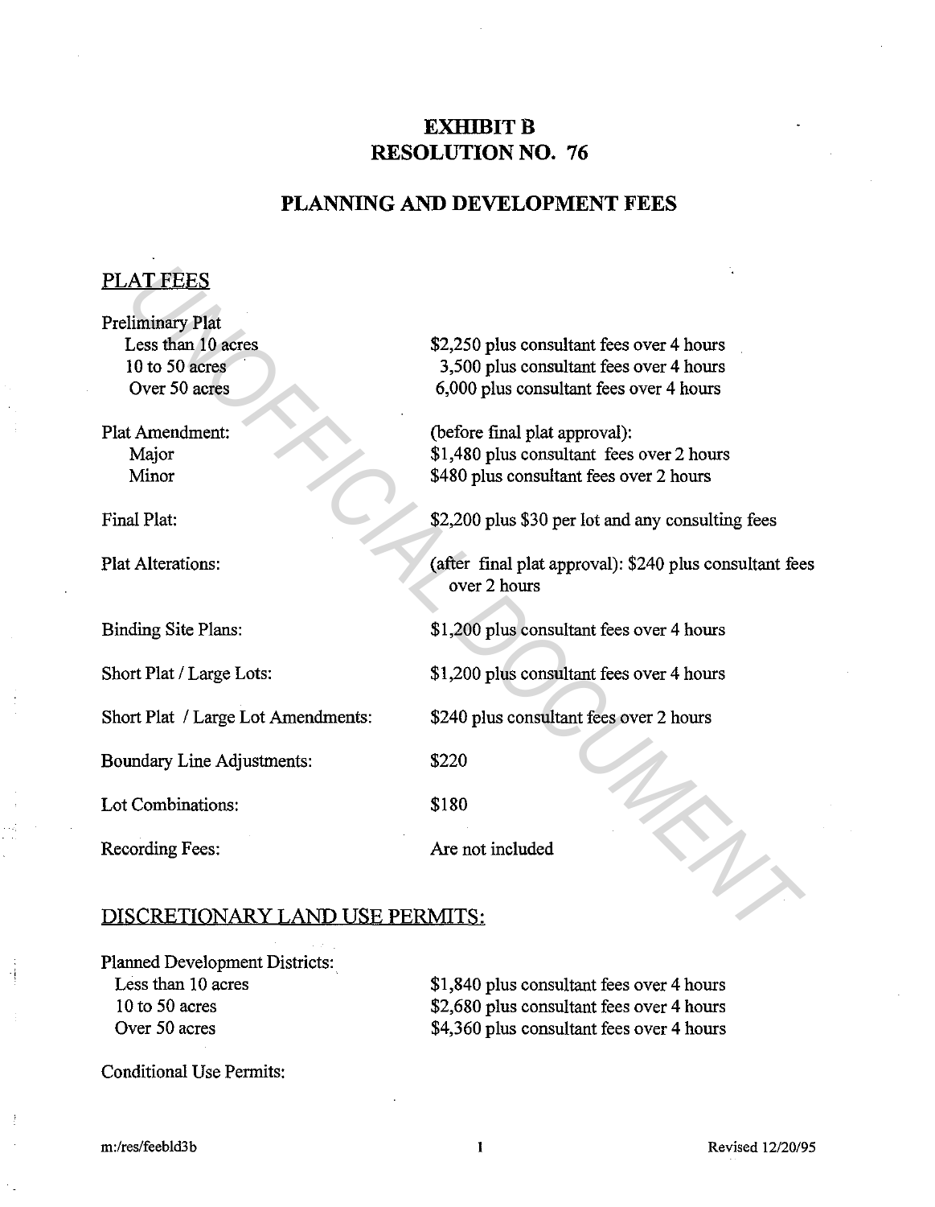# EXHIBIT B
# RESOLUTION NO. 76

## PLANNING AND DEVELOPMENT FEES

### PLAT FEES

| | |
|---|---|
| Preliminary Plat | |
| Less than 10 acres | $2,250 plus consultant fees over 4 hours |
| 10 to 50 acres | 3,500 plus consultant fees over 4 hours |
| Over 50 acres | 6,000 plus consultant fees over 4 hours |
| Plat Amendment: | (before final plat approval): |
| Major | $1,480 plus consultant fees over 2 hours |
| Minor | $480 plus consultant fees over 2 hours |
| Final Plat: | $2,200 plus $30 per lot and any consulting fees |
| Plat Alterations: | (after final plat approval): $240 plus consultant fees over 2 hours |
| Binding Site Plans: | $1,200 plus consultant fees over 4 hours |
| Short Plat / Large Lots: | $1,200 plus consultant fees over 4 hours |
| Short Plat / Large Lot Amendments: | $240 plus consultant fees over 2 hours |
| Boundary Line Adjustments: | $220 |
| Lot Combinations: | $180 |
| Recording Fees: | Are not included |

### DISCRETIONARY LAND USE PERMITS:

| | |
|---|---|
| Planned Development Districts: | |
| Less than 10 acres | $1,840 plus consultant fees over 4 hours |
| 10 to 50 acres | $2,680 plus consultant fees over 4 hours |
| Over 50 acres | $4,360 plus consultant fees over 4 hours |

Conditional Use Permits:

m:/res/feebld3b

Revised 12/20/95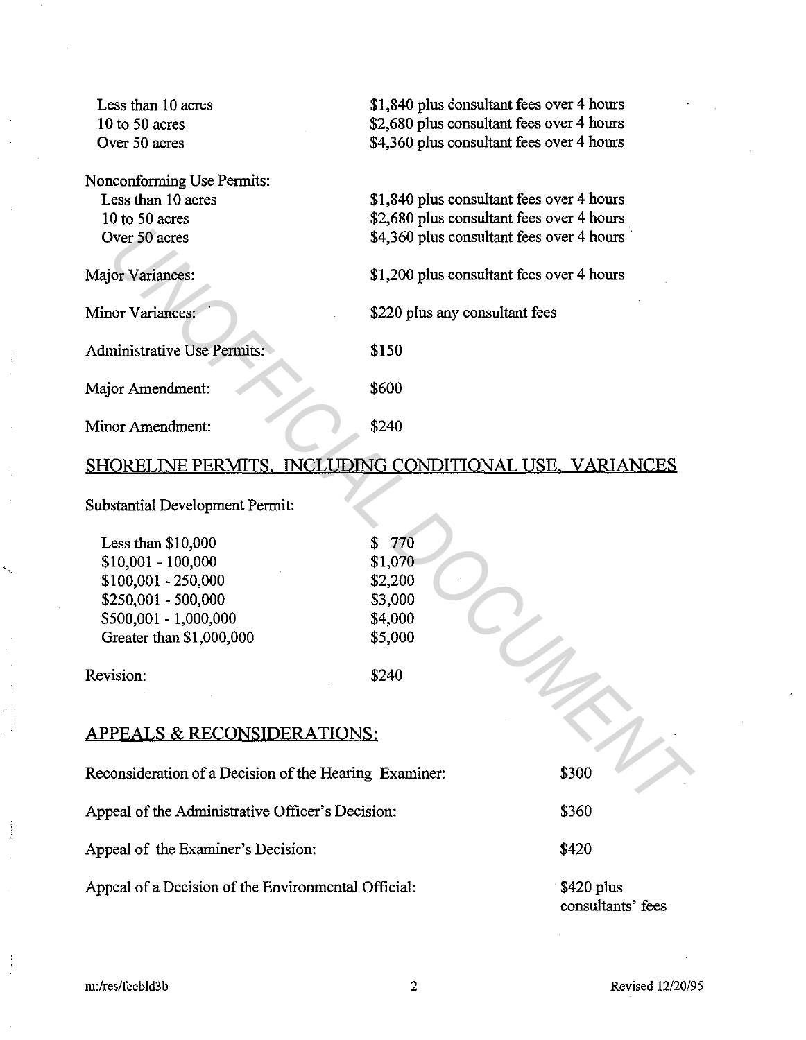| | |
|---|---|
| Less than 10 acres | $1,840 plus consultant fees over 4 hours |
| 10 to 50 acres | $2,680 plus consultant fees over 4 hours |
| Over 50 acres | $4,360 plus consultant fees over 4 hours |

Nonconforming Use Permits:

| | |
|---|---|
| Less than 10 acres | $1,840 plus consultant fees over 4 hours |
| 10 to 50 acres | $2,680 plus consultant fees over 4 hours |
| Over 50 acres | $4,360 plus consultant fees over 4 hours |

| | |
|---|---|
| Major Variances: | $1,200 plus consultant fees over 4 hours |
| Minor Variances: | $220 plus any consultant fees |
| Administrative Use Permits: | $150 |
| Major Amendment: | $600 |
| Minor Amendment: | $240 |

## SHORELINE PERMITS, INCLUDING CONDITIONAL USE, VARIANCES

Substantial Development Permit:

| | |
|---|---|
| Less than $10,000 | $ 770 |
| $10,001 - 100,000 | $1,070 |
| $100,001 - 250,000 | $2,200 |
| $250,001 - 500,000 | $3,000 |
| $500,001 - 1,000,000 | $4,000 |
| Greater than $1,000,000 | $5,000 |

Revision: $240

## APPEALS & RECONSIDERATIONS:

| | |
|---|---|
| Reconsideration of a Decision of the Hearing Examiner: | $300 |
| Appeal of the Administrative Officer's Decision: | $360 |
| Appeal of the Examiner's Decision: | $420 |
| Appeal of a Decision of the Environmental Official: | $420 plus consultants' fees |

m:/res/feebld3b

Revised 12/20/95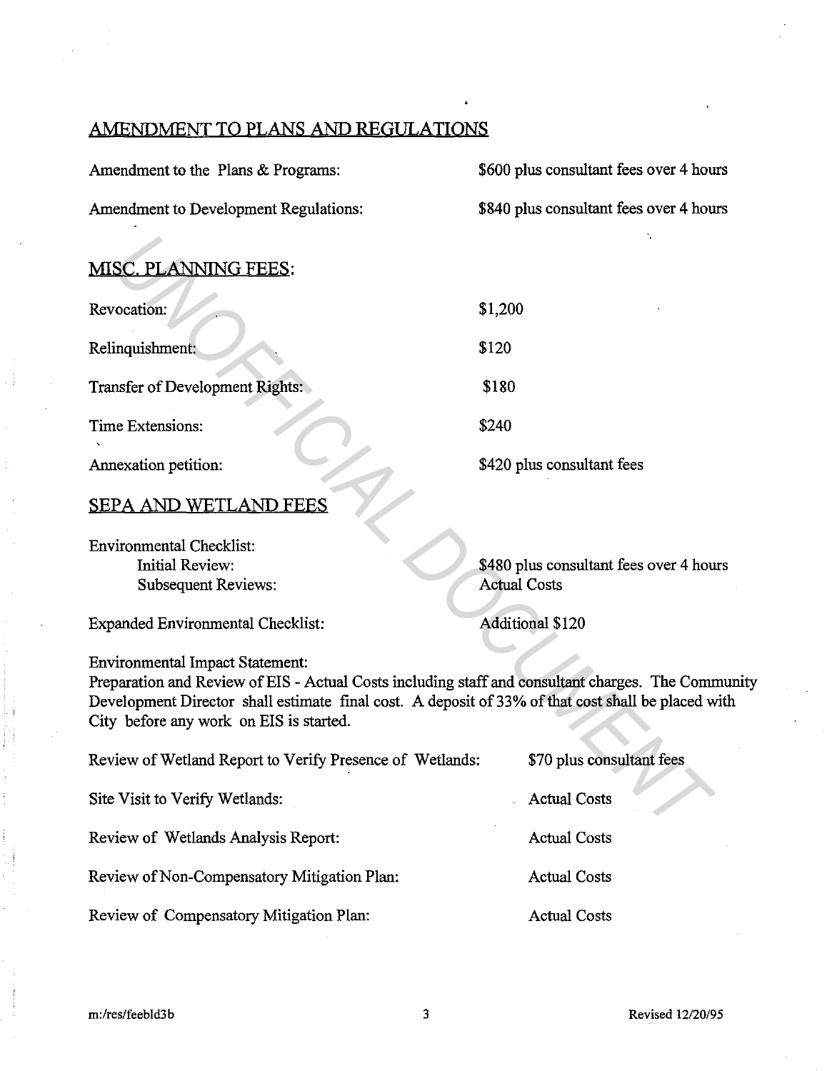## AMENDMENT TO PLANS AND REGULATIONS

| | |
|---|---|
| Amendment to the Plans & Programs: | $600 plus consultant fees over 4 hours |
| Amendment to Development Regulations: | $840 plus consultant fees over 4 hours |

## MISC. PLANNING FEES:

| | |
|---|---|
| Revocation: | $1,200 |
| Relinquishment: | $120 |
| Transfer of Development Rights: | $180 |
| Time Extensions: | $240 |
| Annexation petition: | $420 plus consultant fees |

## SEPA AND WETLAND FEES

| | |
|---|---|
| Environmental Checklist: | |
| Initial Review: | $480 plus consultant fees over 4 hours |
| Subsequent Reviews: | Actual Costs |
| Expanded Environmental Checklist: | Additional $120 |

Environmental Impact Statement:
Preparation and Review of EIS - Actual Costs including staff and consultant charges. The Community Development Director shall estimate final cost. A deposit of 33% of that cost shall be placed with City before any work on EIS is started.

| | |
|---|---|
| Review of Wetland Report to Verify Presence of Wetlands: | $70 plus consultant fees |
| Site Visit to Verify Wetlands: | Actual Costs |
| Review of Wetlands Analysis Report: | Actual Costs |
| Review of Non-Compensatory Mitigation Plan: | Actual Costs |
| Review of Compensatory Mitigation Plan: | Actual Costs |

m:/res/feebld3b

Revised 12/20/95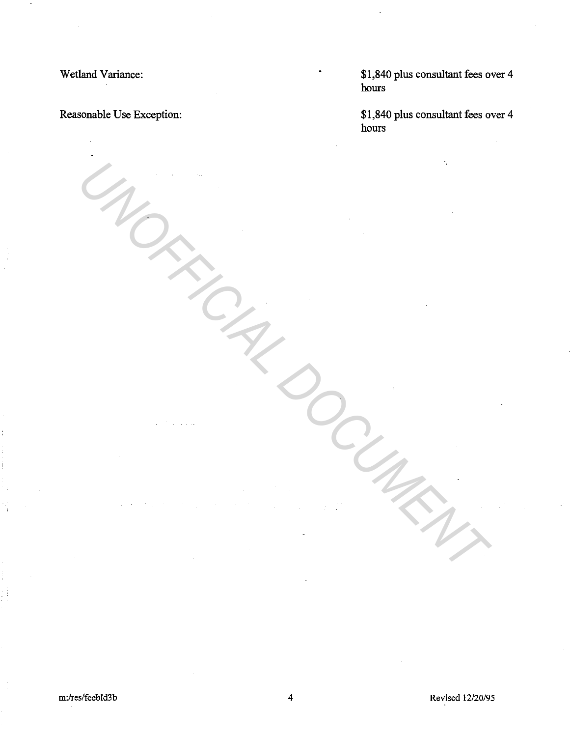| | |
|---|---|
| Wetland Variance: | $1,840 plus consultant fees over 4 hours |
| Reasonable Use Exception: | $1,840 plus consultant fees over 4 hours |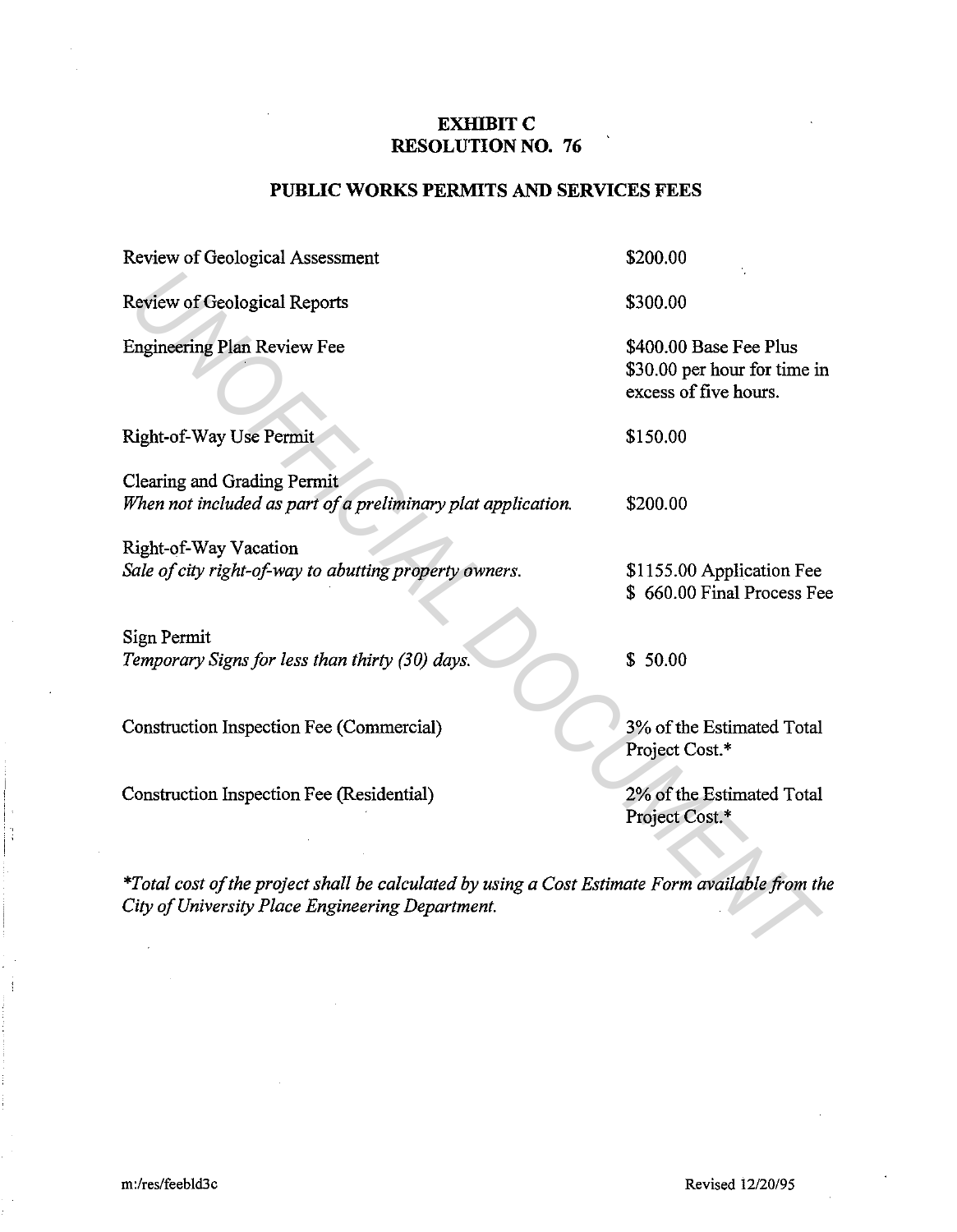# EXHIBIT C
# RESOLUTION NO. 76

## PUBLIC WORKS PERMITS AND SERVICES FEES

| | |
|---|---|
| Review of Geological Assessment | $200.00 |
| Review of Geological Reports | $300.00 |
| Engineering Plan Review Fee | $400.00 Base Fee Plus $30.00 per hour for time in excess of five hours. |
| Right-of-Way Use Permit | $150.00 |
| Clearing and Grading Permit<br>*When not included as part of a preliminary plat application.* | $200.00 |
| Right-of-Way Vacation<br>*Sale of city right-of-way to abutting property owners.* | $1155.00 Application Fee<br>$ 660.00 Final Process Fee |
| Sign Permit<br>*Temporary Signs for less than thirty (30) days.* | $ 50.00 |
| Construction Inspection Fee (Commercial) | 3% of the Estimated Total Project Cost.* |
| Construction Inspection Fee (Residential) | 2% of the Estimated Total Project Cost.* |

**Total cost of the project shall be calculated by using a Cost Estimate Form available from the City of University Place Engineering Department.*

m:/res/feebld3c

Revised 12/20/95